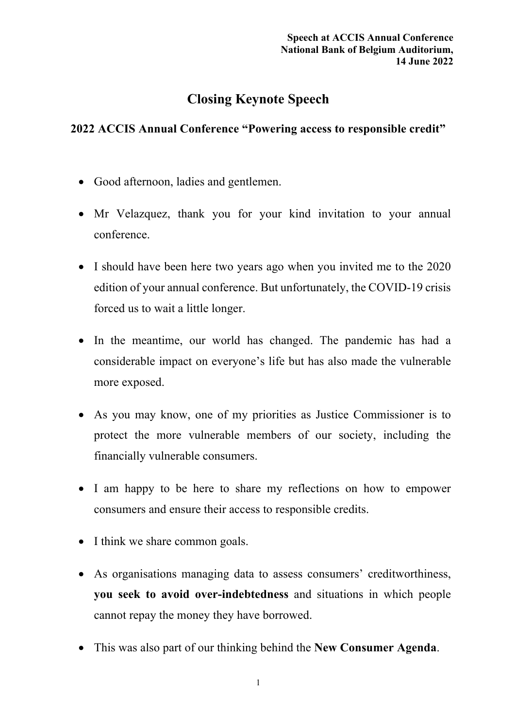**Speech at ACCIS Annual Conference**
**National Bank of Belgium Auditorium,**
**14 June 2022**

# Closing Keynote Speech

## 2022 ACCIS Annual Conference "Powering access to responsible credit"

- Good afternoon, ladies and gentlemen.
- Mr Velazquez, thank you for your kind invitation to your annual conference.
- I should have been here two years ago when you invited me to the 2020 edition of your annual conference. But unfortunately, the COVID-19 crisis forced us to wait a little longer.
- In the meantime, our world has changed. The pandemic has had a considerable impact on everyone's life but has also made the vulnerable more exposed.
- As you may know, one of my priorities as Justice Commissioner is to protect the more vulnerable members of our society, including the financially vulnerable consumers.
- I am happy to be here to share my reflections on how to empower consumers and ensure their access to responsible credits.
- I think we share common goals.
- As organisations managing data to assess consumers' creditworthiness, **you seek to avoid over-indebtedness** and situations in which people cannot repay the money they have borrowed.
- This was also part of our thinking behind the **New Consumer Agenda**.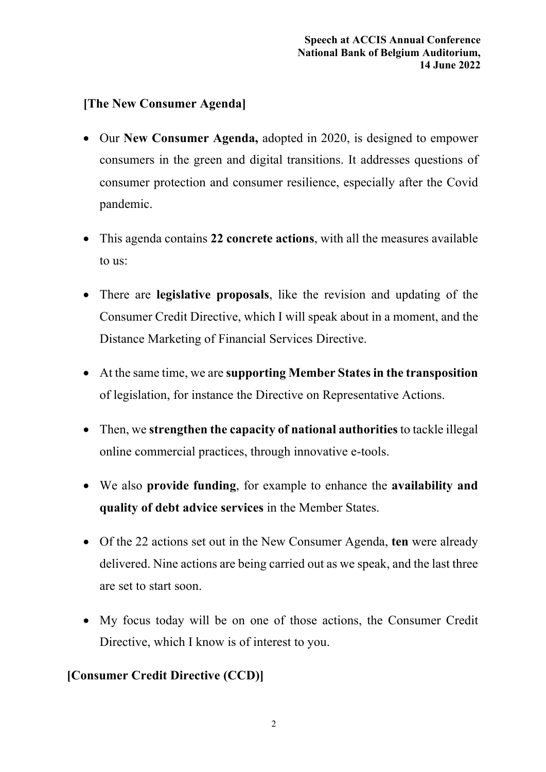**[The New Consumer Agenda]**

- Our **New Consumer Agenda,** adopted in 2020, is designed to empower consumers in the green and digital transitions. It addresses questions of consumer protection and consumer resilience, especially after the Covid pandemic.

- This agenda contains **22 concrete actions**, with all the measures available to us:

- There are **legislative proposals**, like the revision and updating of the Consumer Credit Directive, which I will speak about in a moment, and the Distance Marketing of Financial Services Directive.

- At the same time, we are **supporting Member States in the transposition** of legislation, for instance the Directive on Representative Actions.

- Then, we **strengthen the capacity of national authorities** to tackle illegal online commercial practices, through innovative e-tools.

- We also **provide funding**, for example to enhance the **availability and quality of debt advice services** in the Member States.

- Of the 22 actions set out in the New Consumer Agenda, **ten** were already delivered. Nine actions are being carried out as we speak, and the last three are set to start soon.

- My focus today will be on one of those actions, the Consumer Credit Directive, which I know is of interest to you.

**[Consumer Credit Directive (CCD)]**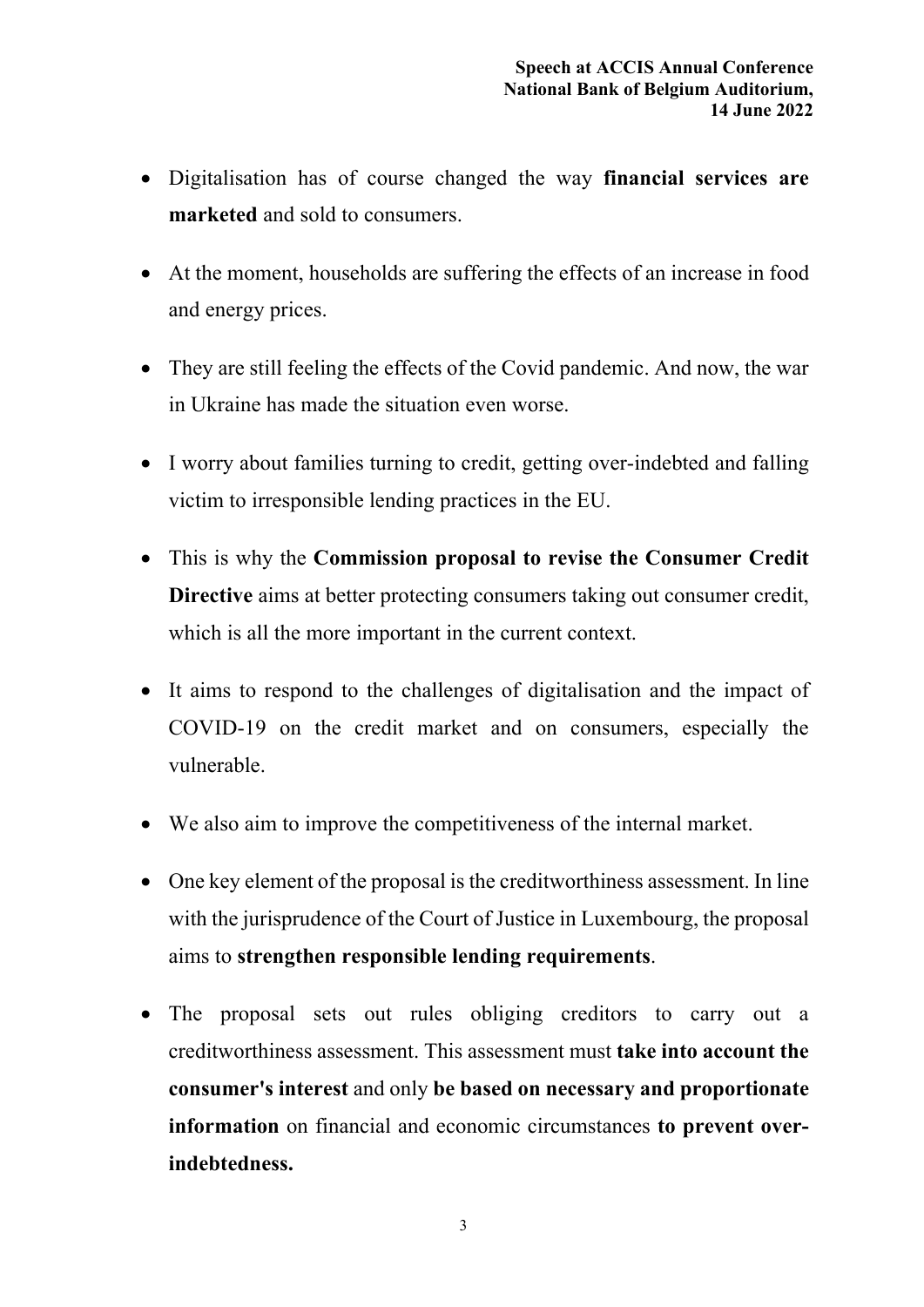- Digitalisation has of course changed the way **financial services are marketed** and sold to consumers.

- At the moment, households are suffering the effects of an increase in food and energy prices.

- They are still feeling the effects of the Covid pandemic. And now, the war in Ukraine has made the situation even worse.

- I worry about families turning to credit, getting over-indebted and falling victim to irresponsible lending practices in the EU.

- This is why the **Commission proposal to revise the Consumer Credit Directive** aims at better protecting consumers taking out consumer credit, which is all the more important in the current context.

- It aims to respond to the challenges of digitalisation and the impact of COVID-19 on the credit market and on consumers, especially the vulnerable.

- We also aim to improve the competitiveness of the internal market.

- One key element of the proposal is the creditworthiness assessment. In line with the jurisprudence of the Court of Justice in Luxembourg, the proposal aims to **strengthen responsible lending requirements**.

- The proposal sets out rules obliging creditors to carry out a creditworthiness assessment. This assessment must **take into account the consumer's interest** and only **be based on necessary and proportionate information** on financial and economic circumstances **to prevent over-indebtedness.**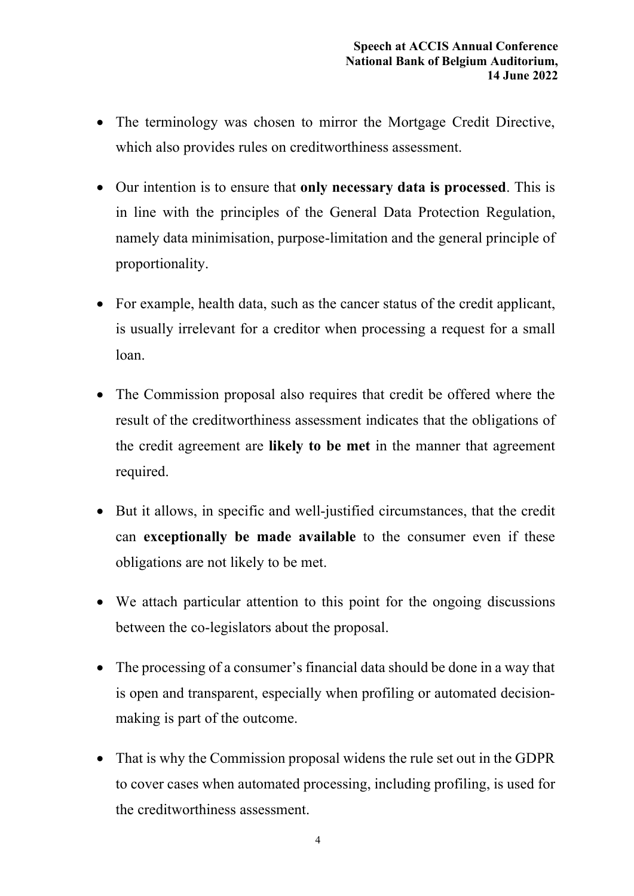- The terminology was chosen to mirror the Mortgage Credit Directive, which also provides rules on creditworthiness assessment.

- Our intention is to ensure that **only necessary data is processed**. This is in line with the principles of the General Data Protection Regulation, namely data minimisation, purpose-limitation and the general principle of proportionality.

- For example, health data, such as the cancer status of the credit applicant, is usually irrelevant for a creditor when processing a request for a small loan.

- The Commission proposal also requires that credit be offered where the result of the creditworthiness assessment indicates that the obligations of the credit agreement are **likely to be met** in the manner that agreement required.

- But it allows, in specific and well-justified circumstances, that the credit can **exceptionally be made available** to the consumer even if these obligations are not likely to be met.

- We attach particular attention to this point for the ongoing discussions between the co-legislators about the proposal.

- The processing of a consumer's financial data should be done in a way that is open and transparent, especially when profiling or automated decision-making is part of the outcome.

- That is why the Commission proposal widens the rule set out in the GDPR to cover cases when automated processing, including profiling, is used for the creditworthiness assessment.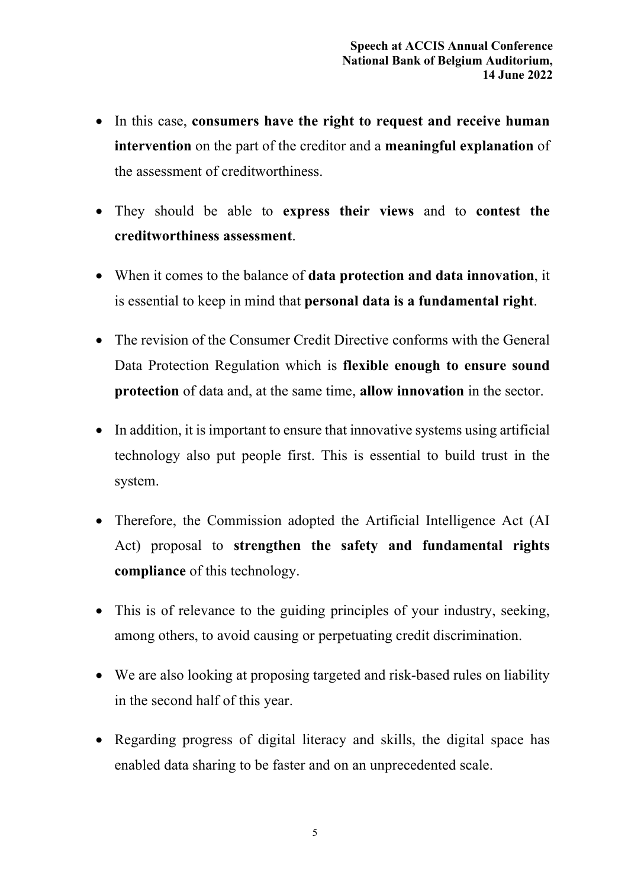- In this case, **consumers have the right to request and receive human intervention** on the part of the creditor and a **meaningful explanation** of the assessment of creditworthiness.

- They should be able to **express their views** and to **contest the creditworthiness assessment**.

- When it comes to the balance of **data protection and data innovation**, it is essential to keep in mind that **personal data is a fundamental right**.

- The revision of the Consumer Credit Directive conforms with the General Data Protection Regulation which is **flexible enough to ensure sound protection** of data and, at the same time, **allow innovation** in the sector.

- In addition, it is important to ensure that innovative systems using artificial technology also put people first. This is essential to build trust in the system.

- Therefore, the Commission adopted the Artificial Intelligence Act (AI Act) proposal to **strengthen the safety and fundamental rights compliance** of this technology.

- This is of relevance to the guiding principles of your industry, seeking, among others, to avoid causing or perpetuating credit discrimination.

- We are also looking at proposing targeted and risk-based rules on liability in the second half of this year.

- Regarding progress of digital literacy and skills, the digital space has enabled data sharing to be faster and on an unprecedented scale.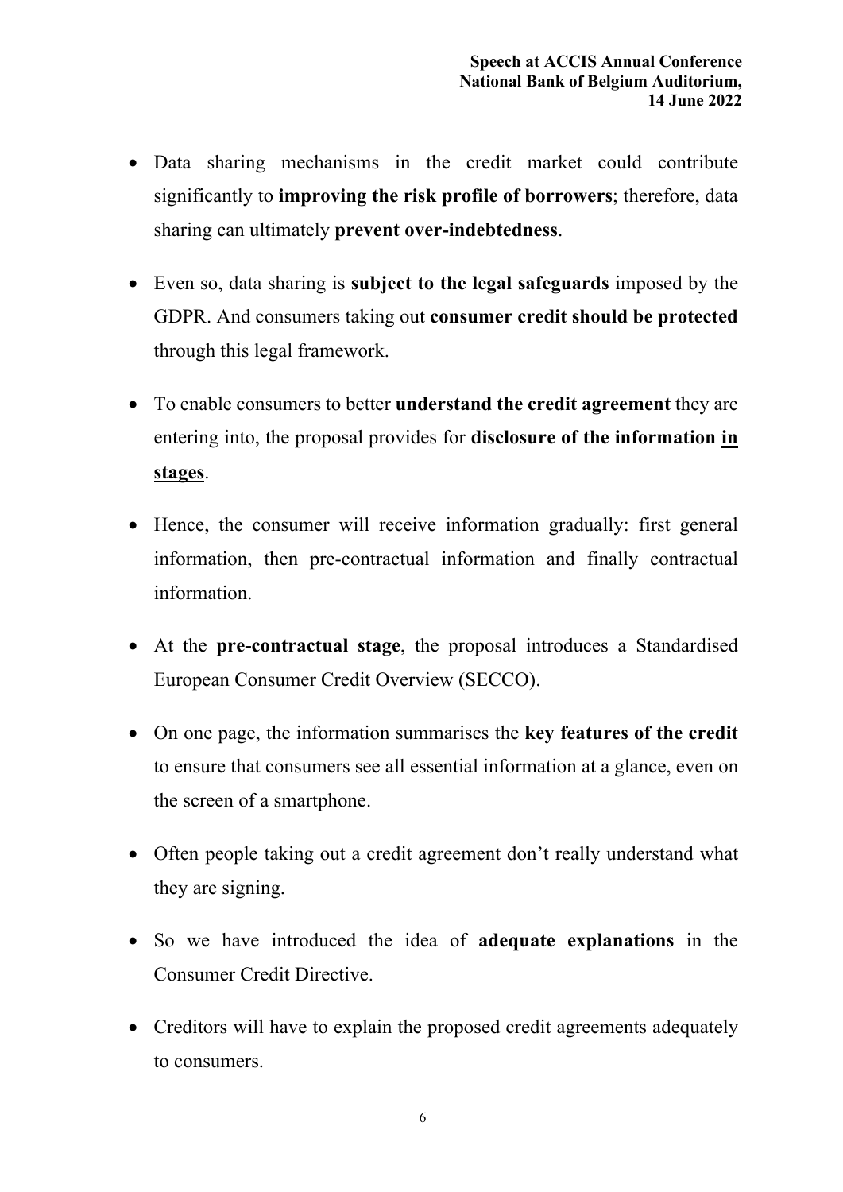- Data sharing mechanisms in the credit market could contribute significantly to **improving the risk profile of borrowers**; therefore, data sharing can ultimately **prevent over-indebtedness**.

- Even so, data sharing is **subject to the legal safeguards** imposed by the GDPR. And consumers taking out **consumer credit should be protected** through this legal framework.

- To enable consumers to better **understand the credit agreement** they are entering into, the proposal provides for **disclosure of the information <u>in stages</u>**.

- Hence, the consumer will receive information gradually: first general information, then pre-contractual information and finally contractual information.

- At the **pre-contractual stage**, the proposal introduces a Standardised European Consumer Credit Overview (SECCO).

- On one page, the information summarises the **key features of the credit** to ensure that consumers see all essential information at a glance, even on the screen of a smartphone.

- Often people taking out a credit agreement don't really understand what they are signing.

- So we have introduced the idea of **adequate explanations** in the Consumer Credit Directive.

- Creditors will have to explain the proposed credit agreements adequately to consumers.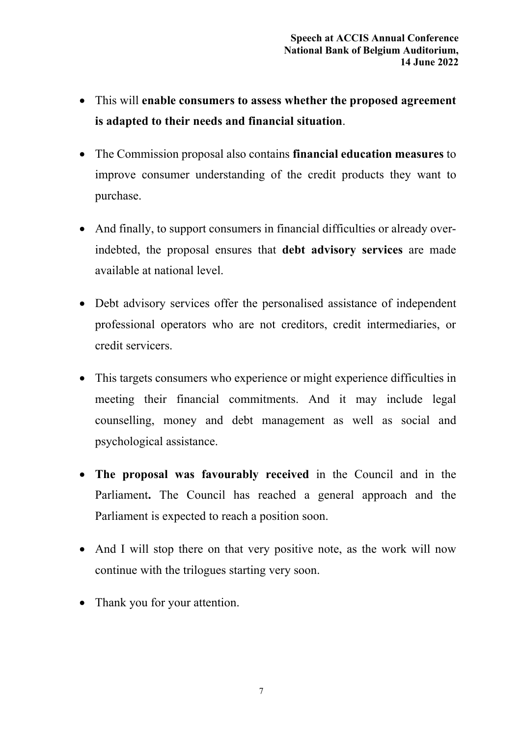- This will **enable consumers to assess whether the proposed agreement is adapted to their needs and financial situation**.
- The Commission proposal also contains **financial education measures** to improve consumer understanding of the credit products they want to purchase.
- And finally, to support consumers in financial difficulties or already over-indebted, the proposal ensures that **debt advisory services** are made available at national level.
- Debt advisory services offer the personalised assistance of independent professional operators who are not creditors, credit intermediaries, or credit servicers.
- This targets consumers who experience or might experience difficulties in meeting their financial commitments. And it may include legal counselling, money and debt management as well as social and psychological assistance.
- **The proposal was favourably received** in the Council and in the Parliament**.** The Council has reached a general approach and the Parliament is expected to reach a position soon.
- And I will stop there on that very positive note, as the work will now continue with the trilogues starting very soon.
- Thank you for your attention.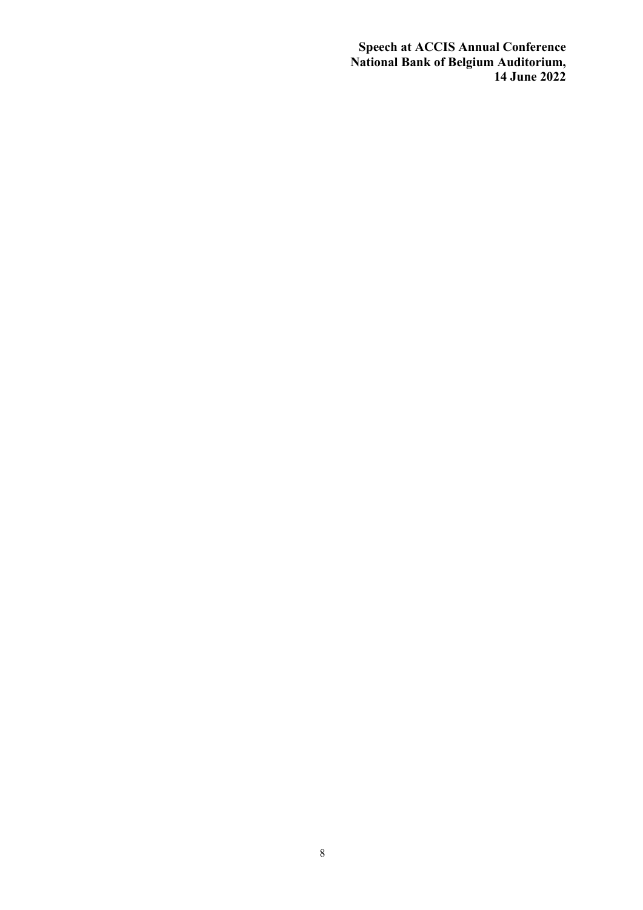**Speech at ACCIS Annual Conference**
**National Bank of Belgium Auditorium,**
**14 June 2022**